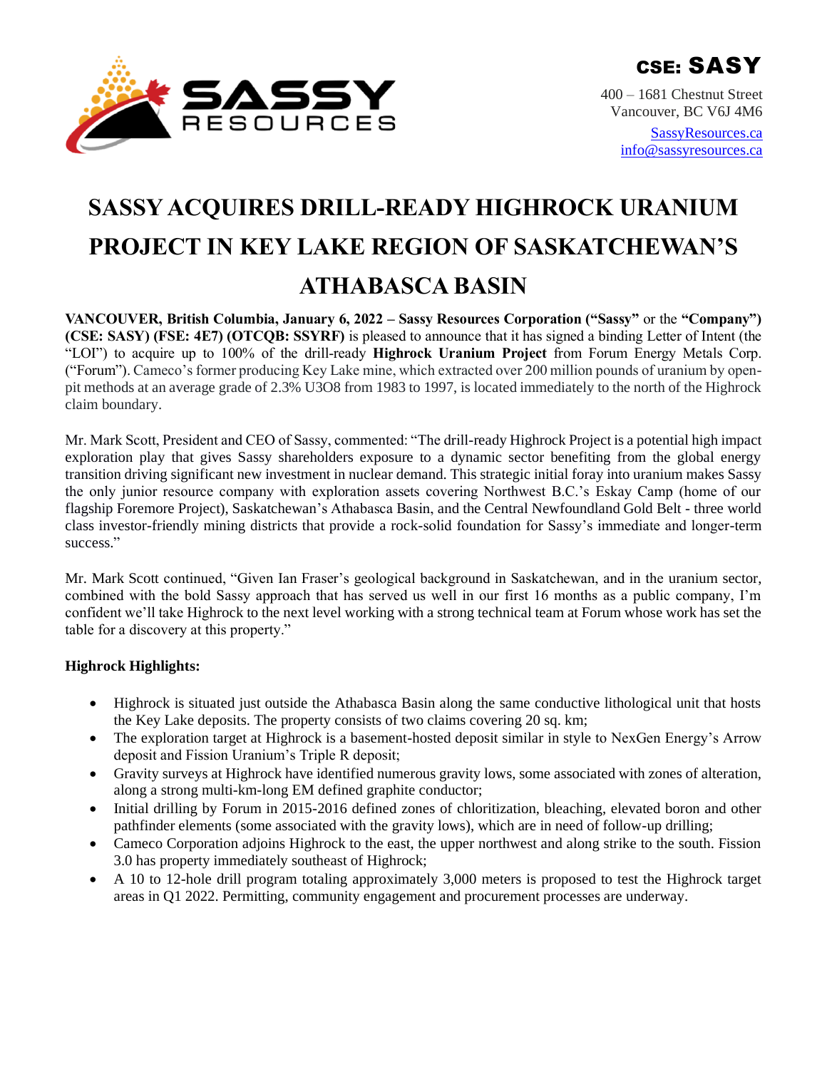CSE: SASY

400 – 1681 Chestnut Street
Vancouver, BC V6J 4M6

SassyResources.ca
info@sassyresources.ca

# SASSY ACQUIRES DRILL-READY HIGHROCK URANIUM PROJECT IN KEY LAKE REGION OF SASKATCHEWAN'S ATHABASCA BASIN

**VANCOUVER, British Columbia, January 6, 2022 – Sassy Resources Corporation ("Sassy"** or the **"Company") (CSE: SASY) (FSE: 4E7) (OTCQB: SSYRF)** is pleased to announce that it has signed a binding Letter of Intent (the "LOI") to acquire up to 100% of the drill-ready **Highrock Uranium Project** from Forum Energy Metals Corp. ("Forum"). Cameco's former producing Key Lake mine, which extracted over 200 million pounds of uranium by open-pit methods at an average grade of 2.3% U3O8 from 1983 to 1997, is located immediately to the north of the Highrock claim boundary.

Mr. Mark Scott, President and CEO of Sassy, commented: "The drill-ready Highrock Project is a potential high impact exploration play that gives Sassy shareholders exposure to a dynamic sector benefiting from the global energy transition driving significant new investment in nuclear demand. This strategic initial foray into uranium makes Sassy the only junior resource company with exploration assets covering Northwest B.C.'s Eskay Camp (home of our flagship Foremore Project), Saskatchewan's Athabasca Basin, and the Central Newfoundland Gold Belt - three world class investor-friendly mining districts that provide a rock-solid foundation for Sassy's immediate and longer-term success."

Mr. Mark Scott continued, "Given Ian Fraser's geological background in Saskatchewan, and in the uranium sector, combined with the bold Sassy approach that has served us well in our first 16 months as a public company, I'm confident we'll take Highrock to the next level working with a strong technical team at Forum whose work has set the table for a discovery at this property."

**Highrock Highlights:**

- Highrock is situated just outside the Athabasca Basin along the same conductive lithological unit that hosts the Key Lake deposits. The property consists of two claims covering 20 sq. km;
- The exploration target at Highrock is a basement-hosted deposit similar in style to NexGen Energy's Arrow deposit and Fission Uranium's Triple R deposit;
- Gravity surveys at Highrock have identified numerous gravity lows, some associated with zones of alteration, along a strong multi-km-long EM defined graphite conductor;
- Initial drilling by Forum in 2015-2016 defined zones of chloritization, bleaching, elevated boron and other pathfinder elements (some associated with the gravity lows), which are in need of follow-up drilling;
- Cameco Corporation adjoins Highrock to the east, the upper northwest and along strike to the south. Fission 3.0 has property immediately southeast of Highrock;
- A 10 to 12-hole drill program totaling approximately 3,000 meters is proposed to test the Highrock target areas in Q1 2022. Permitting, community engagement and procurement processes are underway.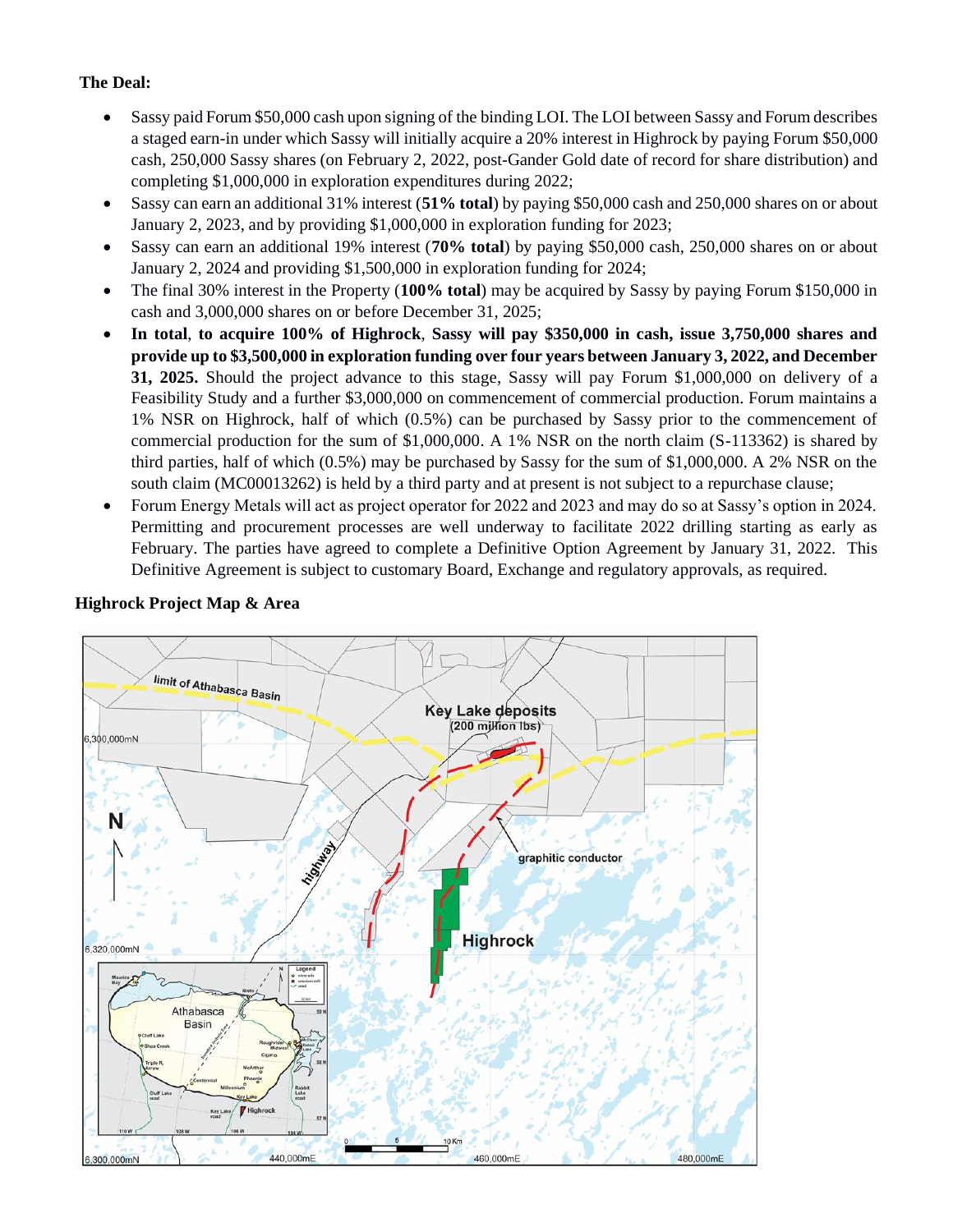**The Deal:**

- Sassy paid Forum $50,000 cash upon signing of the binding LOI. The LOI between Sassy and Forum describes a staged earn-in under which Sassy will initially acquire a 20% interest in Highrock by paying Forum $50,000 cash, 250,000 Sassy shares (on February 2, 2022, post-Gander Gold date of record for share distribution) and completing $1,000,000 in exploration expenditures during 2022;
- Sassy can earn an additional 31% interest (**51% total**) by paying $50,000 cash and 250,000 shares on or about January 2, 2023, and by providing $1,000,000 in exploration funding for 2023;
- Sassy can earn an additional 19% interest (**70% total**) by paying $50,000 cash, 250,000 shares on or about January 2, 2024 and providing $1,500,000 in exploration funding for 2024;
- The final 30% interest in the Property (**100% total**) may be acquired by Sassy by paying Forum $150,000 in cash and 3,000,000 shares on or before December 31, 2025;
- **In total**, **to acquire 100% of Highrock**, **Sassy will pay $350,000 in cash, issue 3,750,000 shares and provide up to $3,500,000 in exploration funding over four years between January 3, 2022, and December 31, 2025.** Should the project advance to this stage, Sassy will pay Forum $1,000,000 on delivery of a Feasibility Study and a further $3,000,000 on commencement of commercial production. Forum maintains a 1% NSR on Highrock, half of which (0.5%) can be purchased by Sassy prior to the commencement of commercial production for the sum of $1,000,000. A 1% NSR on the north claim (S-113362) is shared by third parties, half of which (0.5%) may be purchased by Sassy for the sum of $1,000,000. A 2% NSR on the south claim (MC00013262) is held by a third party and at present is not subject to a repurchase clause;
- Forum Energy Metals will act as project operator for 2022 and 2023 and may do so at Sassy's option in 2024. Permitting and procurement processes are well underway to facilitate 2022 drilling starting as early as February. The parties have agreed to complete a Definitive Option Agreement by January 31, 2022. This Definitive Agreement is subject to customary Board, Exchange and regulatory approvals, as required.

**Highrock Project Map & Area**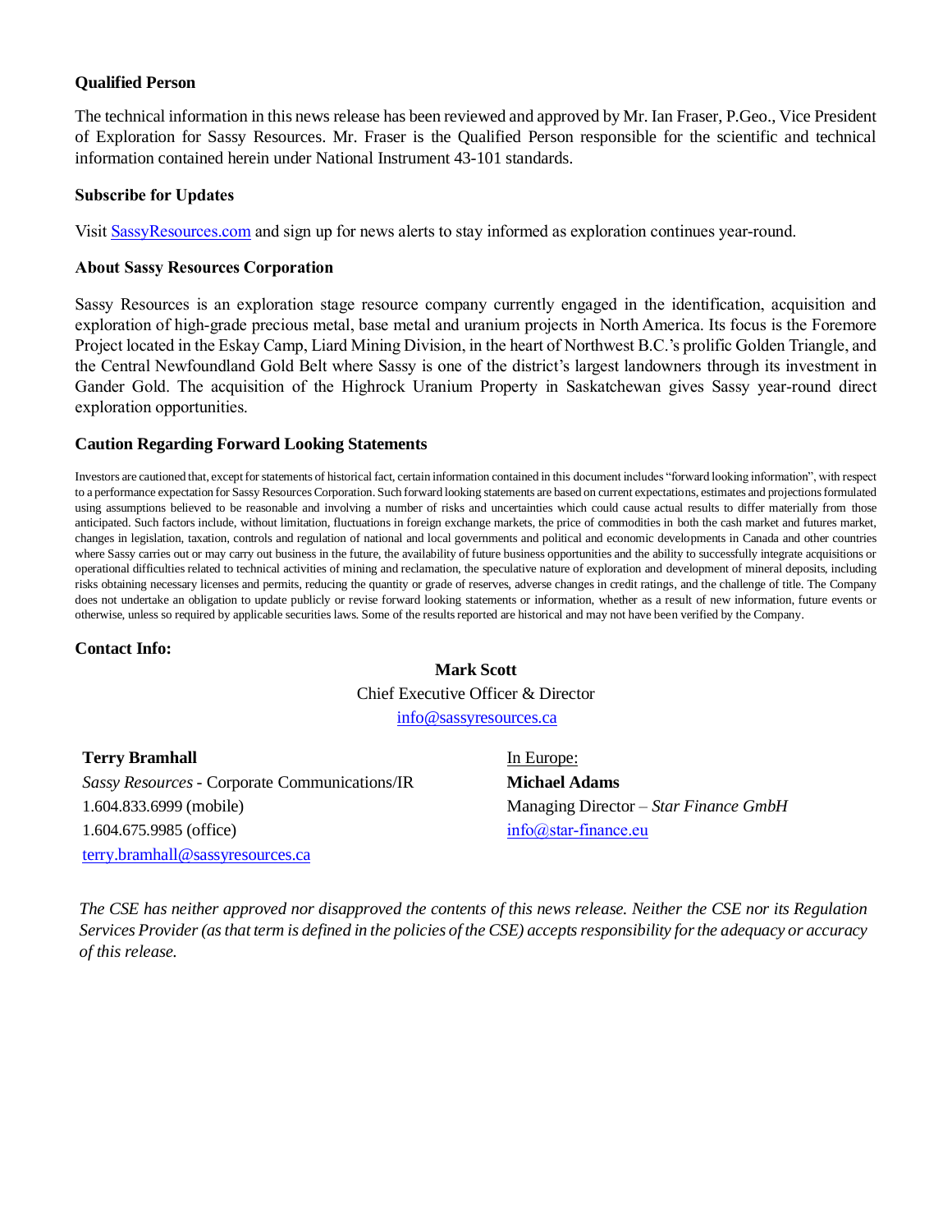**Qualified Person**

The technical information in this news release has been reviewed and approved by Mr. Ian Fraser, P.Geo., Vice President of Exploration for Sassy Resources. Mr. Fraser is the Qualified Person responsible for the scientific and technical information contained herein under National Instrument 43-101 standards.

**Subscribe for Updates**

Visit [SassyResources.com](SassyResources.com) and sign up for news alerts to stay informed as exploration continues year-round.

**About Sassy Resources Corporation**

Sassy Resources is an exploration stage resource company currently engaged in the identification, acquisition and exploration of high-grade precious metal, base metal and uranium projects in North America. Its focus is the Foremore Project located in the Eskay Camp, Liard Mining Division, in the heart of Northwest B.C.'s prolific Golden Triangle, and the Central Newfoundland Gold Belt where Sassy is one of the district's largest landowners through its investment in Gander Gold. The acquisition of the Highrock Uranium Property in Saskatchewan gives Sassy year-round direct exploration opportunities.

**Caution Regarding Forward Looking Statements**

Investors are cautioned that, except for statements of historical fact, certain information contained in this document includes "forward looking information", with respect to a performance expectation for Sassy Resources Corporation. Such forward looking statements are based on current expectations, estimates and projections formulated using assumptions believed to be reasonable and involving a number of risks and uncertainties which could cause actual results to differ materially from those anticipated. Such factors include, without limitation, fluctuations in foreign exchange markets, the price of commodities in both the cash market and futures market, changes in legislation, taxation, controls and regulation of national and local governments and political and economic developments in Canada and other countries where Sassy carries out or may carry out business in the future, the availability of future business opportunities and the ability to successfully integrate acquisitions or operational difficulties related to technical activities of mining and reclamation, the speculative nature of exploration and development of mineral deposits, including risks obtaining necessary licenses and permits, reducing the quantity or grade of reserves, adverse changes in credit ratings, and the challenge of title. The Company does not undertake an obligation to update publicly or revise forward looking statements or information, whether as a result of new information, future events or otherwise, unless so required by applicable securities laws. Some of the results reported are historical and may not have been verified by the Company.

**Contact Info:**

**Mark Scott**
Chief Executive Officer & Director
info@sassyresources.ca

**Terry Bramhall**
*Sassy Resources* - Corporate Communications/IR
1.604.833.6999 (mobile)
1.604.675.9985 (office)
terry.bramhall@sassyresources.ca

In Europe:
**Michael Adams**
Managing Director – *Star Finance GmbH*
info@star-finance.eu

*The CSE has neither approved nor disapproved the contents of this news release. Neither the CSE nor its Regulation Services Provider (as that term is defined in the policies of the CSE) accepts responsibility for the adequacy or accuracy of this release.*